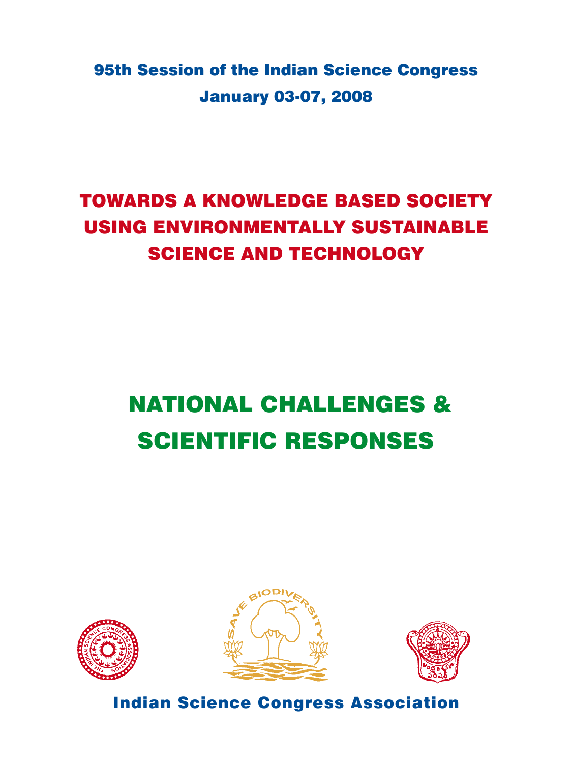**95th Session of the Indian Science Congress**

**January 03-07, 2008**

# TOWARDS A KNOWLEDGE BASED SOCIETY USING ENVIRONMENTALLY SUSTAINABLE SCIENCE AND TECHNOLOGY

# NATIONAL CHALLENGES & SCIENTIFIC RESPONSES

**Indian Science Congress Association**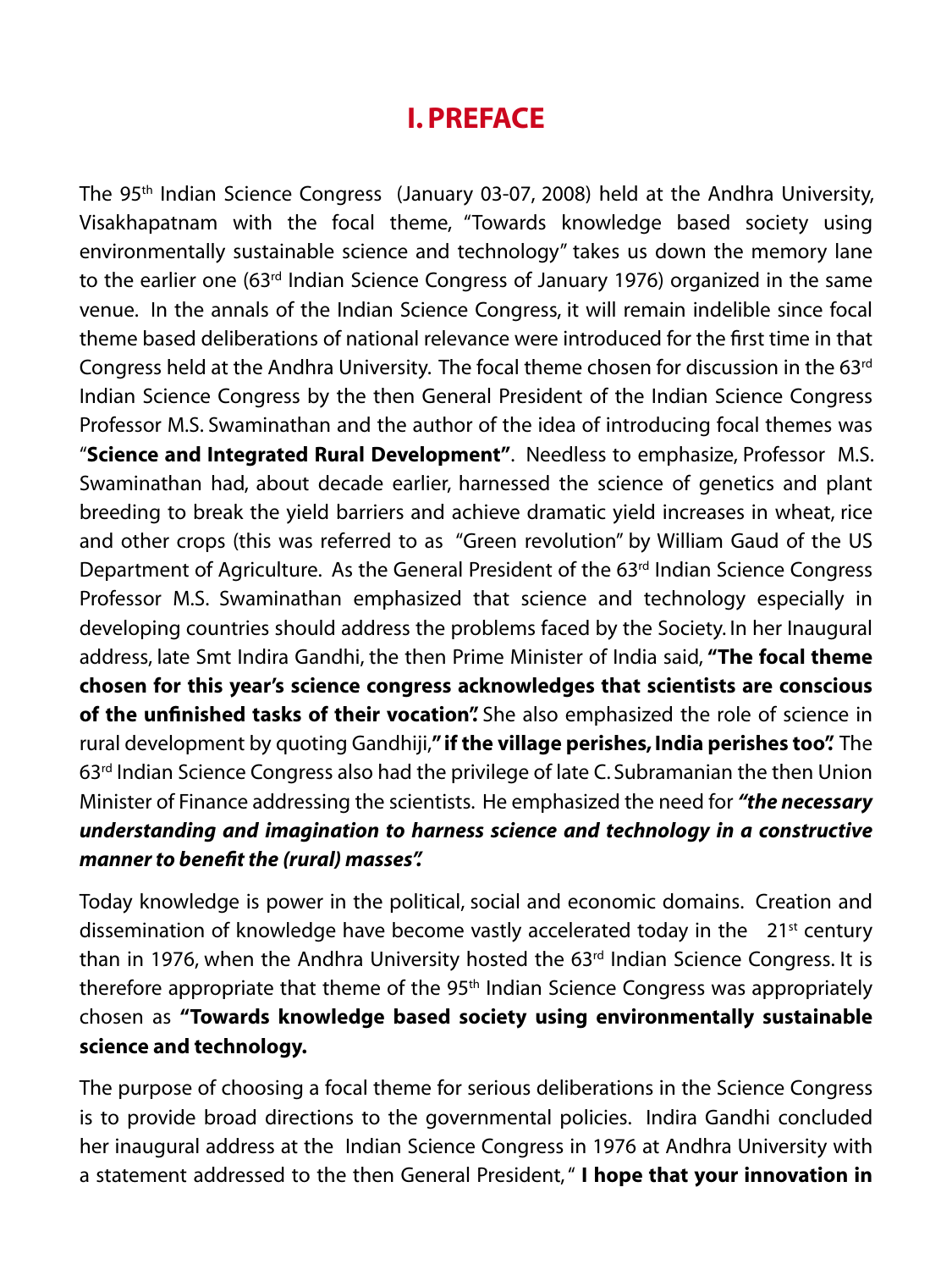# I. PREFACE

The 95th Indian Science Congress (January 03-07, 2008) held at the Andhra University, Visakhapatnam with the focal theme, "Towards knowledge based society using environmentally sustainable science and technology" takes us down the memory lane to the earlier one (63rd Indian Science Congress of January 1976) organized in the same venue. In the annals of the Indian Science Congress, it will remain indelible since focal theme based deliberations of national relevance were introduced for the first time in that Congress held at the Andhra University. The focal theme chosen for discussion in the 63rd Indian Science Congress by the then General President of the Indian Science Congress Professor M.S. Swaminathan and the author of the idea of introducing focal themes was "**Science and Integrated Rural Development"**. Needless to emphasize, Professor M.S. Swaminathan had, about decade earlier, harnessed the science of genetics and plant breeding to break the yield barriers and achieve dramatic yield increases in wheat, rice and other crops (this was referred to as "Green revolution" by William Gaud of the US Department of Agriculture. As the General President of the 63rd Indian Science Congress Professor M.S. Swaminathan emphasized that science and technology especially in developing countries should address the problems faced by the Society. In her Inaugural address, late Smt Indira Gandhi, the then Prime Minister of India said, **"The focal theme chosen for this year's science congress acknowledges that scientists are conscious of the unfinished tasks of their vocation".** She also emphasized the role of science in rural development by quoting Gandhiji,**" if the village perishes, India perishes too".** The 63rd Indian Science Congress also had the privilege of late C. Subramanian the then Union Minister of Finance addressing the scientists. He emphasized the need for ***"the necessary understanding and imagination to harness science and technology in a constructive manner to benefit the (rural) masses".***

Today knowledge is power in the political, social and economic domains. Creation and dissemination of knowledge have become vastly accelerated today in the 21st century than in 1976, when the Andhra University hosted the 63rd Indian Science Congress. It is therefore appropriate that theme of the 95th Indian Science Congress was appropriately chosen as **"Towards knowledge based society using environmentally sustainable science and technology.**

The purpose of choosing a focal theme for serious deliberations in the Science Congress is to provide broad directions to the governmental policies. Indira Gandhi concluded her inaugural address at the Indian Science Congress in 1976 at Andhra University with a statement addressed to the then General President, " **I hope that your innovation in**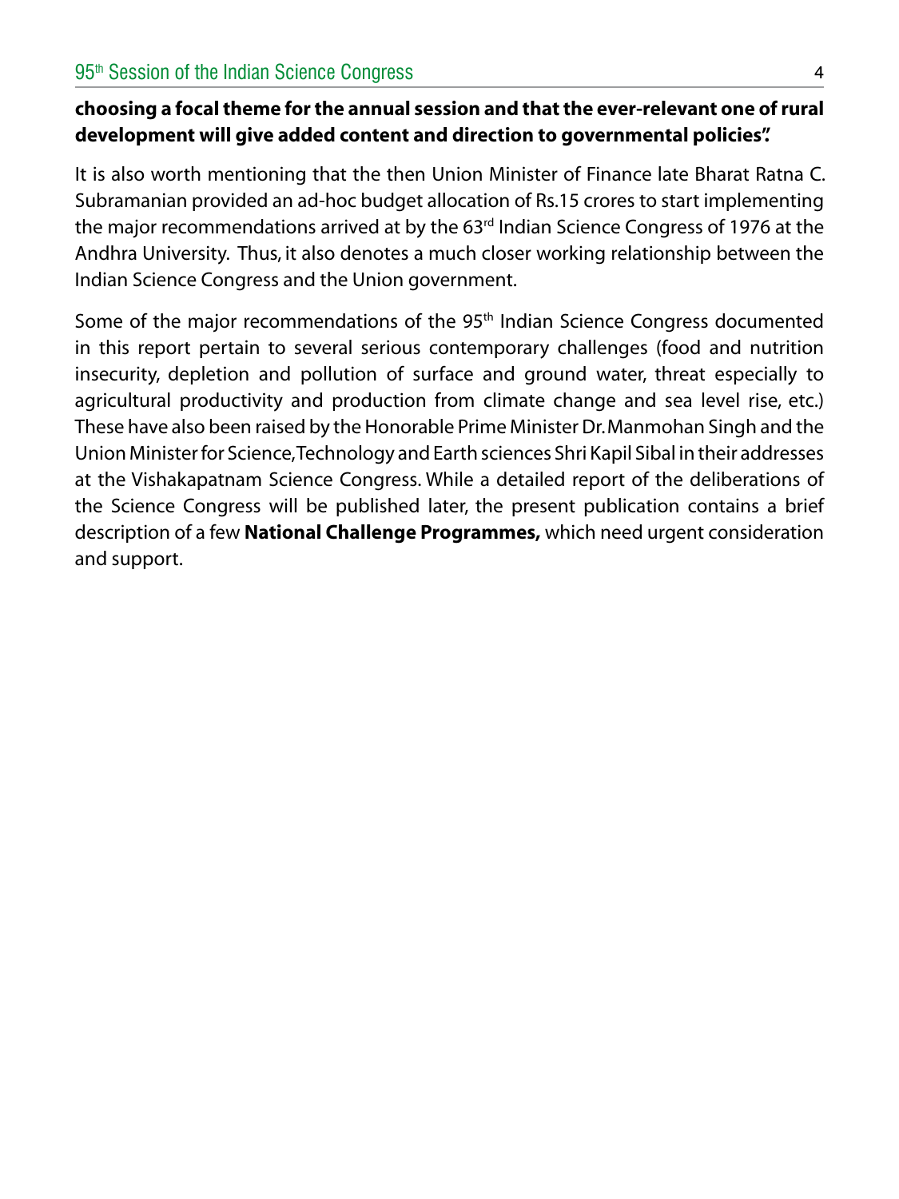**choosing a focal theme for the annual session and that the ever-relevant one of rural development will give added content and direction to governmental policies".**

It is also worth mentioning that the then Union Minister of Finance late Bharat Ratna C. Subramanian provided an ad-hoc budget allocation of Rs.15 crores to start implementing the major recommendations arrived at by the 63rd Indian Science Congress of 1976 at the Andhra University. Thus, it also denotes a much closer working relationship between the Indian Science Congress and the Union government.

Some of the major recommendations of the 95th Indian Science Congress documented in this report pertain to several serious contemporary challenges (food and nutrition insecurity, depletion and pollution of surface and ground water, threat especially to agricultural productivity and production from climate change and sea level rise, etc.) These have also been raised by the Honorable Prime Minister Dr. Manmohan Singh and the Union Minister for Science, Technology and Earth sciences Shri Kapil Sibal in their addresses at the Vishakapatnam Science Congress. While a detailed report of the deliberations of the Science Congress will be published later, the present publication contains a brief description of a few **National Challenge Programmes,** which need urgent consideration and support.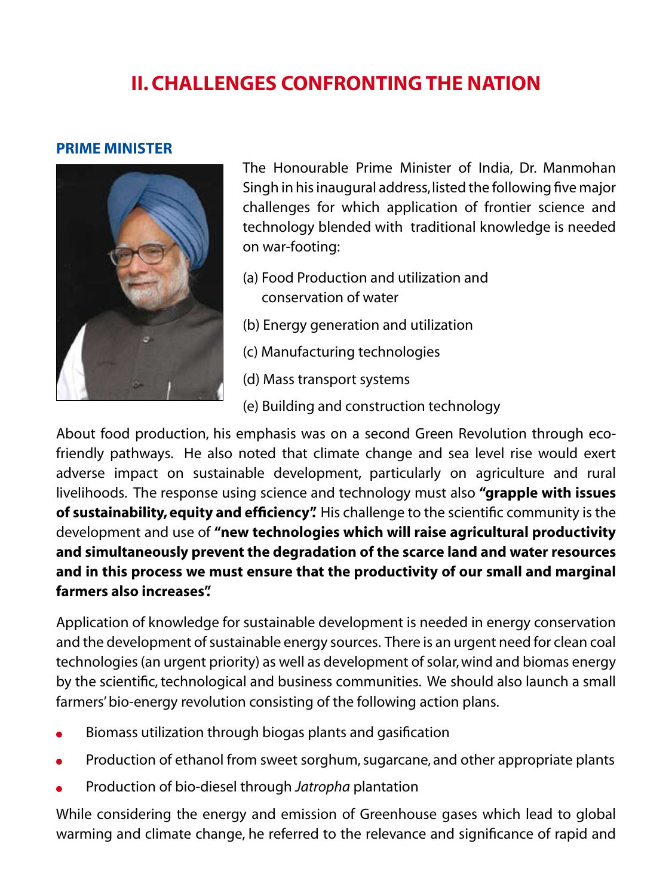# II. CHALLENGES CONFRONTING THE NATION

## PRIME MINISTER

The Honourable Prime Minister of India, Dr. Manmohan Singh in his inaugural address, listed the following five major challenges for which application of frontier science and technology blended with traditional knowledge is needed on war-footing:

(a) Food Production and utilization and conservation of water

(b) Energy generation and utilization

(c) Manufacturing technologies

(d) Mass transport systems

(e) Building and construction technology

About food production, his emphasis was on a second Green Revolution through eco-friendly pathways. He also noted that climate change and sea level rise would exert adverse impact on sustainable development, particularly on agriculture and rural livelihoods. The response using science and technology must also **"grapple with issues of sustainability, equity and efficiency".** His challenge to the scientific community is the development and use of **"new technologies which will raise agricultural productivity and simultaneously prevent the degradation of the scarce land and water resources and in this process we must ensure that the productivity of our small and marginal farmers also increases".**

Application of knowledge for sustainable development is needed in energy conservation and the development of sustainable energy sources. There is an urgent need for clean coal technologies (an urgent priority) as well as development of solar, wind and biomas energy by the scientific, technological and business communities. We should also launch a small farmers' bio-energy revolution consisting of the following action plans.

- Biomass utilization through biogas plants and gasification
- Production of ethanol from sweet sorghum, sugarcane, and other appropriate plants
- Production of bio-diesel through *Jatropha* plantation

While considering the energy and emission of Greenhouse gases which lead to global warming and climate change, he referred to the relevance and significance of rapid and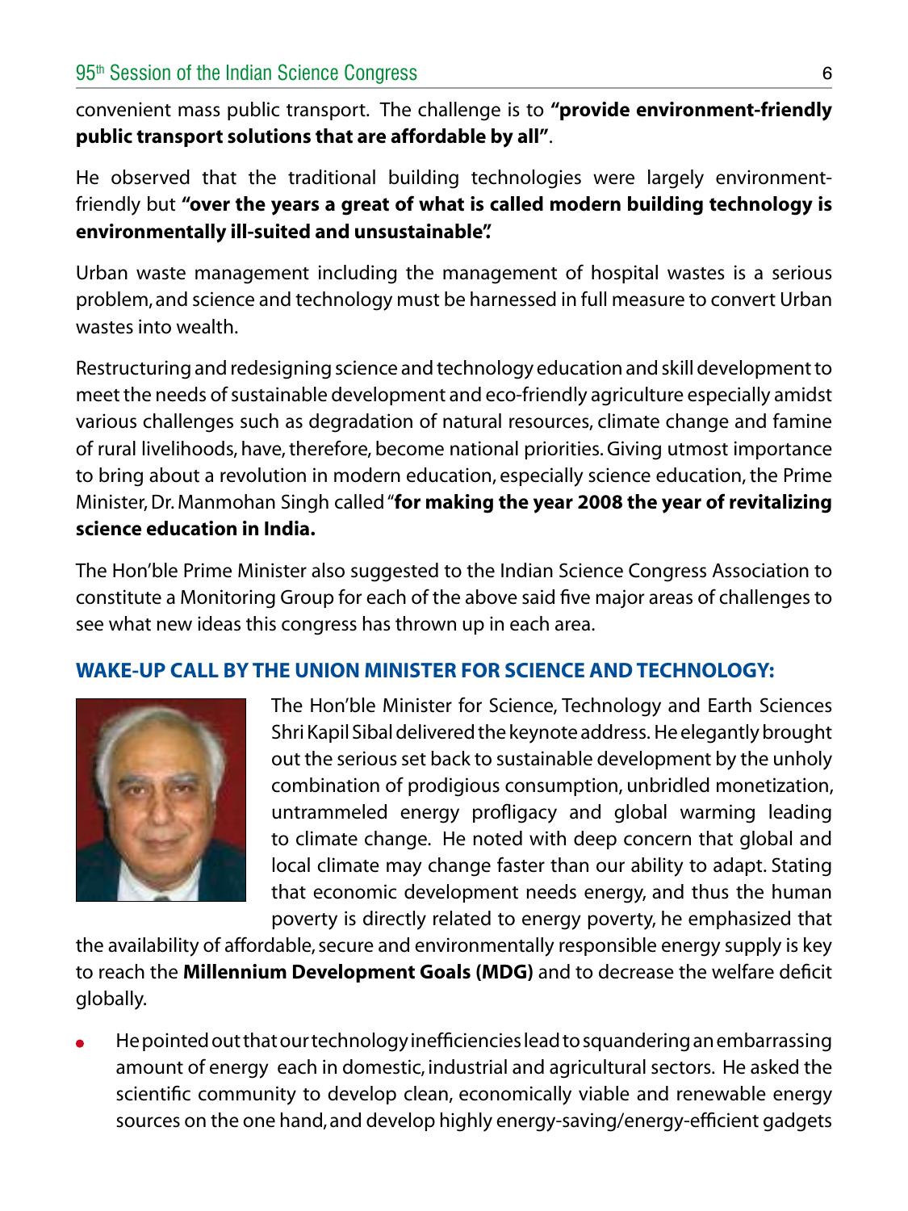convenient mass public transport. The challenge is to **"provide environment-friendly public transport solutions that are affordable by all"**.

He observed that the traditional building technologies were largely environment-friendly but **"over the years a great of what is called modern building technology is environmentally ill-suited and unsustainable".**

Urban waste management including the management of hospital wastes is a serious problem, and science and technology must be harnessed in full measure to convert Urban wastes into wealth.

Restructuring and redesigning science and technology education and skill development to meet the needs of sustainable development and eco-friendly agriculture especially amidst various challenges such as degradation of natural resources, climate change and famine of rural livelihoods, have, therefore, become national priorities. Giving utmost importance to bring about a revolution in modern education, especially science education, the Prime Minister, Dr. Manmohan Singh called "**for making the year 2008 the year of revitalizing science education in India.**

The Hon'ble Prime Minister also suggested to the Indian Science Congress Association to constitute a Monitoring Group for each of the above said five major areas of challenges to see what new ideas this congress has thrown up in each area.

## WAKE-UP CALL BY THE UNION MINISTER FOR SCIENCE AND TECHNOLOGY:

The Hon'ble Minister for Science, Technology and Earth Sciences Shri Kapil Sibal delivered the keynote address. He elegantly brought out the serious set back to sustainable development by the unholy combination of prodigious consumption, unbridled monetization, untrammeled energy profligacy and global warming leading to climate change. He noted with deep concern that global and local climate may change faster than our ability to adapt. Stating that economic development needs energy, and thus the human poverty is directly related to energy poverty, he emphasized that the availability of affordable, secure and environmentally responsible energy supply is key to reach the **Millennium Development Goals (MDG)** and to decrease the welfare deficit globally.

- He pointed out that our technology inefficiencies lead to squandering an embarrassing amount of energy each in domestic, industrial and agricultural sectors. He asked the scientific community to develop clean, economically viable and renewable energy sources on the one hand, and develop highly energy-saving/energy-efficient gadgets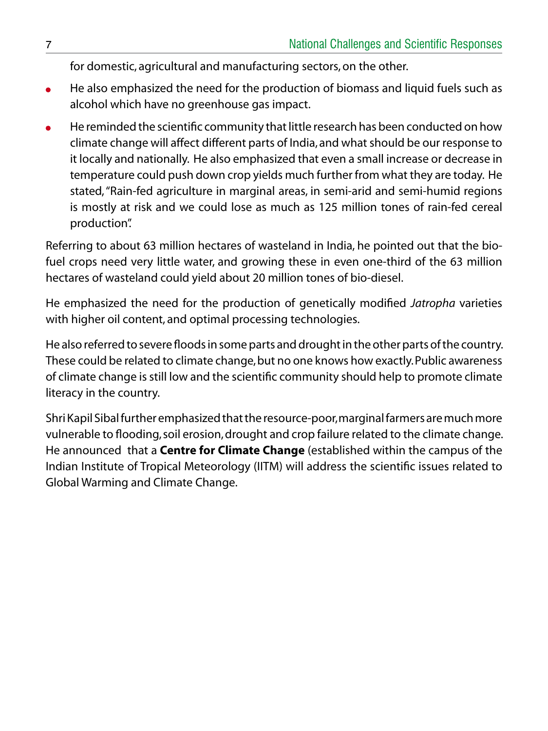for domestic, agricultural and manufacturing sectors, on the other.

- He also emphasized the need for the production of biomass and liquid fuels such as alcohol which have no greenhouse gas impact.
- He reminded the scientific community that little research has been conducted on how climate change will affect different parts of India, and what should be our response to it locally and nationally. He also emphasized that even a small increase or decrease in temperature could push down crop yields much further from what they are today. He stated, "Rain-fed agriculture in marginal areas, in semi-arid and semi-humid regions is mostly at risk and we could lose as much as 125 million tones of rain-fed cereal production".

Referring to about 63 million hectares of wasteland in India, he pointed out that the bio-fuel crops need very little water, and growing these in even one-third of the 63 million hectares of wasteland could yield about 20 million tones of bio-diesel.

He emphasized the need for the production of genetically modified *Jatropha* varieties with higher oil content, and optimal processing technologies.

He also referred to severe floods in some parts and drought in the other parts of the country. These could be related to climate change, but no one knows how exactly. Public awareness of climate change is still low and the scientific community should help to promote climate literacy in the country.

Shri Kapil Sibal further emphasized that the resource-poor, marginal farmers are much more vulnerable to flooding, soil erosion, drought and crop failure related to the climate change. He announced that a **Centre for Climate Change** (established within the campus of the Indian Institute of Tropical Meteorology (IITM) will address the scientific issues related to Global Warming and Climate Change.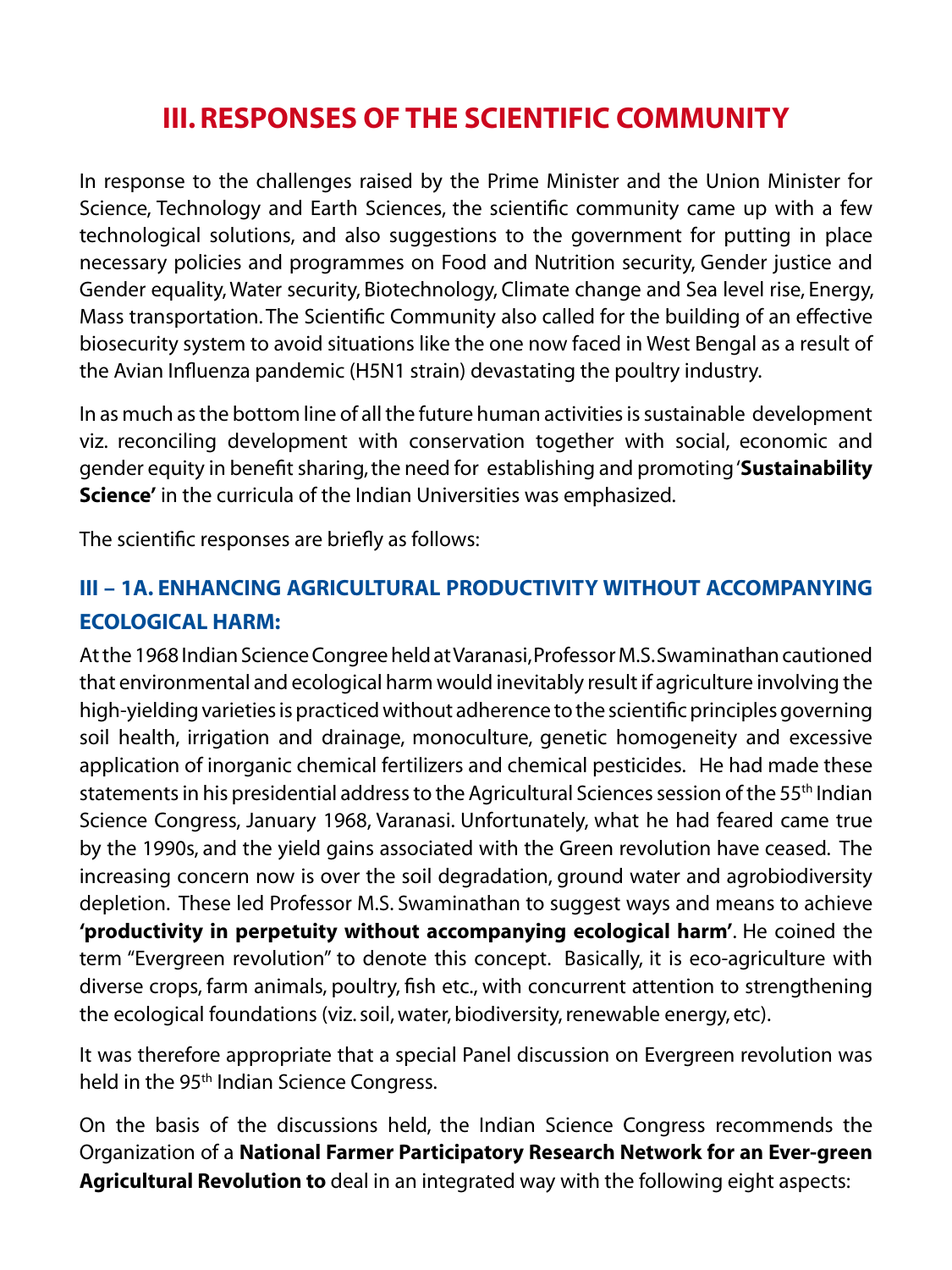# III. RESPONSES OF THE SCIENTIFIC COMMUNITY

In response to the challenges raised by the Prime Minister and the Union Minister for Science, Technology and Earth Sciences, the scientific community came up with a few technological solutions, and also suggestions to the government for putting in place necessary policies and programmes on Food and Nutrition security, Gender justice and Gender equality, Water security, Biotechnology, Climate change and Sea level rise, Energy, Mass transportation. The Scientific Community also called for the building of an effective biosecurity system to avoid situations like the one now faced in West Bengal as a result of the Avian Influenza pandemic (H5N1 strain) devastating the poultry industry.

In as much as the bottom line of all the future human activities is sustainable development viz. reconciling development with conservation together with social, economic and gender equity in benefit sharing, the need for establishing and promoting '**Sustainability Science'** in the curricula of the Indian Universities was emphasized.

The scientific responses are briefly as follows:

## III – 1A. ENHANCING AGRICULTURAL PRODUCTIVITY WITHOUT ACCOMPANYING ECOLOGICAL HARM:

At the 1968 Indian Science Congree held at Varanasi, Professor M.S. Swaminathan cautioned that environmental and ecological harm would inevitably result if agriculture involving the high-yielding varieties is practiced without adherence to the scientific principles governing soil health, irrigation and drainage, monoculture, genetic homogeneity and excessive application of inorganic chemical fertilizers and chemical pesticides. He had made these statements in his presidential address to the Agricultural Sciences session of the 55th Indian Science Congress, January 1968, Varanasi. Unfortunately, what he had feared came true by the 1990s, and the yield gains associated with the Green revolution have ceased. The increasing concern now is over the soil degradation, ground water and agrobiodiversity depletion. These led Professor M.S. Swaminathan to suggest ways and means to achieve **'productivity in perpetuity without accompanying ecological harm'**. He coined the term "Evergreen revolution" to denote this concept. Basically, it is eco-agriculture with diverse crops, farm animals, poultry, fish etc., with concurrent attention to strengthening the ecological foundations (viz. soil, water, biodiversity, renewable energy, etc).

It was therefore appropriate that a special Panel discussion on Evergreen revolution was held in the 95th Indian Science Congress.

On the basis of the discussions held, the Indian Science Congress recommends the Organization of a **National Farmer Participatory Research Network for an Ever-green Agricultural Revolution to** deal in an integrated way with the following eight aspects: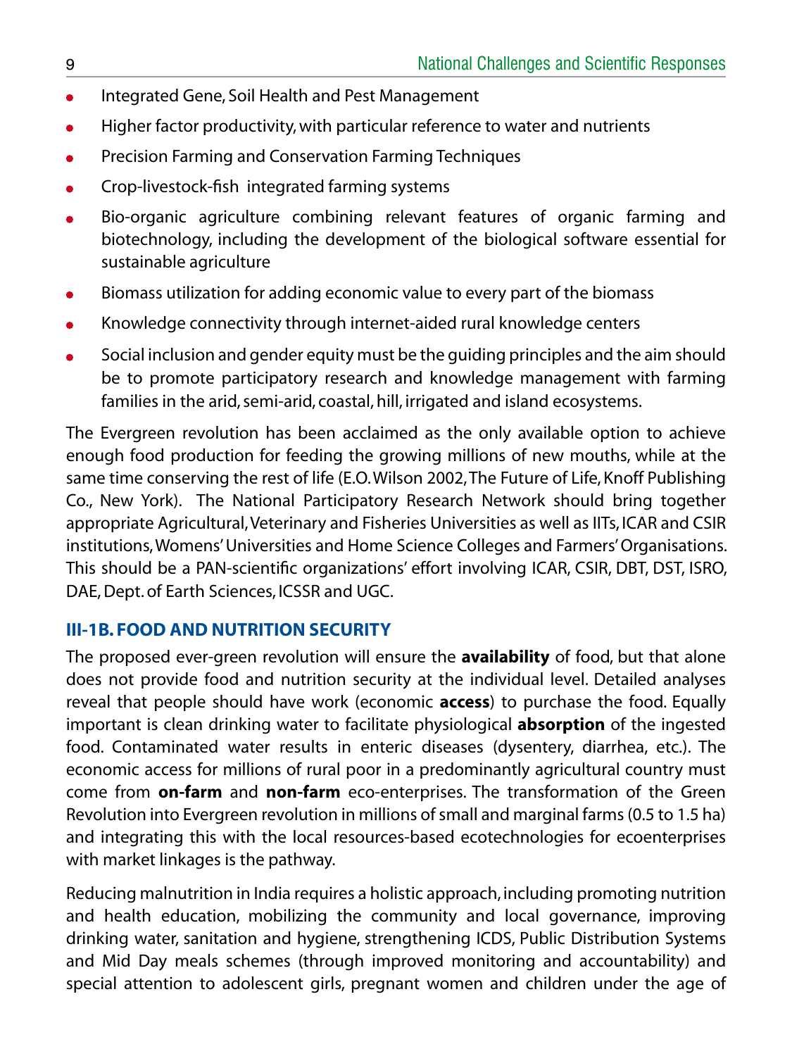- Integrated Gene, Soil Health and Pest Management
- Higher factor productivity, with particular reference to water and nutrients
- Precision Farming and Conservation Farming Techniques
- Crop-livestock-fish integrated farming systems
- Bio-organic agriculture combining relevant features of organic farming and biotechnology, including the development of the biological software essential for sustainable agriculture
- Biomass utilization for adding economic value to every part of the biomass
- Knowledge connectivity through internet-aided rural knowledge centers
- Social inclusion and gender equity must be the guiding principles and the aim should be to promote participatory research and knowledge management with farming families in the arid, semi-arid, coastal, hill, irrigated and island ecosystems.

The Evergreen revolution has been acclaimed as the only available option to achieve enough food production for feeding the growing millions of new mouths, while at the same time conserving the rest of life (E.O. Wilson 2002, The Future of Life, Knoff Publishing Co., New York). The National Participatory Research Network should bring together appropriate Agricultural, Veterinary and Fisheries Universities as well as IITs, ICAR and CSIR institutions, Womens' Universities and Home Science Colleges and Farmers' Organisations. This should be a PAN-scientific organizations' effort involving ICAR, CSIR, DBT, DST, ISRO, DAE, Dept. of Earth Sciences, ICSSR and UGC.

### III-1B. FOOD AND NUTRITION SECURITY

The proposed ever-green revolution will ensure the **availability** of food, but that alone does not provide food and nutrition security at the individual level. Detailed analyses reveal that people should have work (economic **access**) to purchase the food. Equally important is clean drinking water to facilitate physiological **absorption** of the ingested food. Contaminated water results in enteric diseases (dysentery, diarrhea, etc.). The economic access for millions of rural poor in a predominantly agricultural country must come from **on-farm** and **non-farm** eco-enterprises. The transformation of the Green Revolution into Evergreen revolution in millions of small and marginal farms (0.5 to 1.5 ha) and integrating this with the local resources-based ecotechnologies for ecoenterprises with market linkages is the pathway.

Reducing malnutrition in India requires a holistic approach, including promoting nutrition and health education, mobilizing the community and local governance, improving drinking water, sanitation and hygiene, strengthening ICDS, Public Distribution Systems and Mid Day meals schemes (through improved monitoring and accountability) and special attention to adolescent girls, pregnant women and children under the age of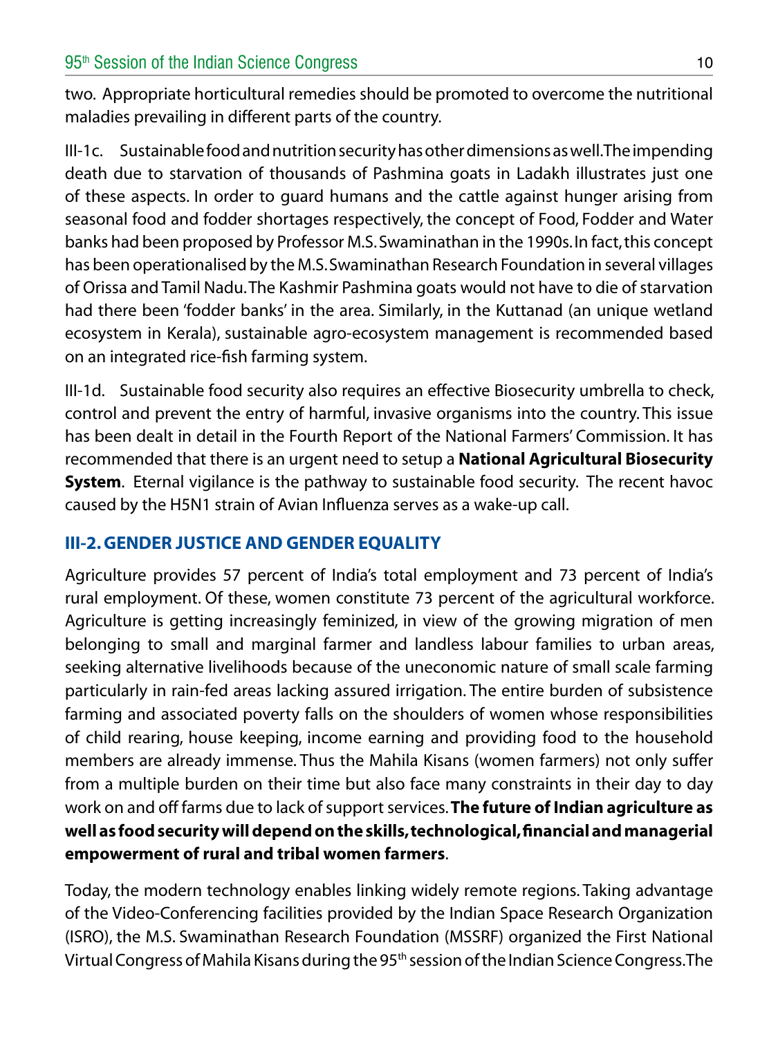two. Appropriate horticultural remedies should be promoted to overcome the nutritional maladies prevailing in different parts of the country.

III-1c. Sustainable food and nutrition security has other dimensions as well. The impending death due to starvation of thousands of Pashmina goats in Ladakh illustrates just one of these aspects. In order to guard humans and the cattle against hunger arising from seasonal food and fodder shortages respectively, the concept of Food, Fodder and Water banks had been proposed by Professor M.S. Swaminathan in the 1990s. In fact, this concept has been operationalised by the M.S. Swaminathan Research Foundation in several villages of Orissa and Tamil Nadu. The Kashmir Pashmina goats would not have to die of starvation had there been 'fodder banks' in the area. Similarly, in the Kuttanad (an unique wetland ecosystem in Kerala), sustainable agro-ecosystem management is recommended based on an integrated rice-fish farming system.

III-1d. Sustainable food security also requires an effective Biosecurity umbrella to check, control and prevent the entry of harmful, invasive organisms into the country. This issue has been dealt in detail in the Fourth Report of the National Farmers' Commission. It has recommended that there is an urgent need to setup a **National Agricultural Biosecurity System**. Eternal vigilance is the pathway to sustainable food security. The recent havoc caused by the H5N1 strain of Avian Influenza serves as a wake-up call.

## III-2. GENDER JUSTICE AND GENDER EQUALITY

Agriculture provides 57 percent of India's total employment and 73 percent of India's rural employment. Of these, women constitute 73 percent of the agricultural workforce. Agriculture is getting increasingly feminized, in view of the growing migration of men belonging to small and marginal farmer and landless labour families to urban areas, seeking alternative livelihoods because of the uneconomic nature of small scale farming particularly in rain-fed areas lacking assured irrigation. The entire burden of subsistence farming and associated poverty falls on the shoulders of women whose responsibilities of child rearing, house keeping, income earning and providing food to the household members are already immense. Thus the Mahila Kisans (women farmers) not only suffer from a multiple burden on their time but also face many constraints in their day to day work on and off farms due to lack of support services. **The future of Indian agriculture as well as food security will depend on the skills, technological, financial and managerial empowerment of rural and tribal women farmers**.

Today, the modern technology enables linking widely remote regions. Taking advantage of the Video-Conferencing facilities provided by the Indian Space Research Organization (ISRO), the M.S. Swaminathan Research Foundation (MSSRF) organized the First National Virtual Congress of Mahila Kisans during the 95th session of the Indian Science Congress. The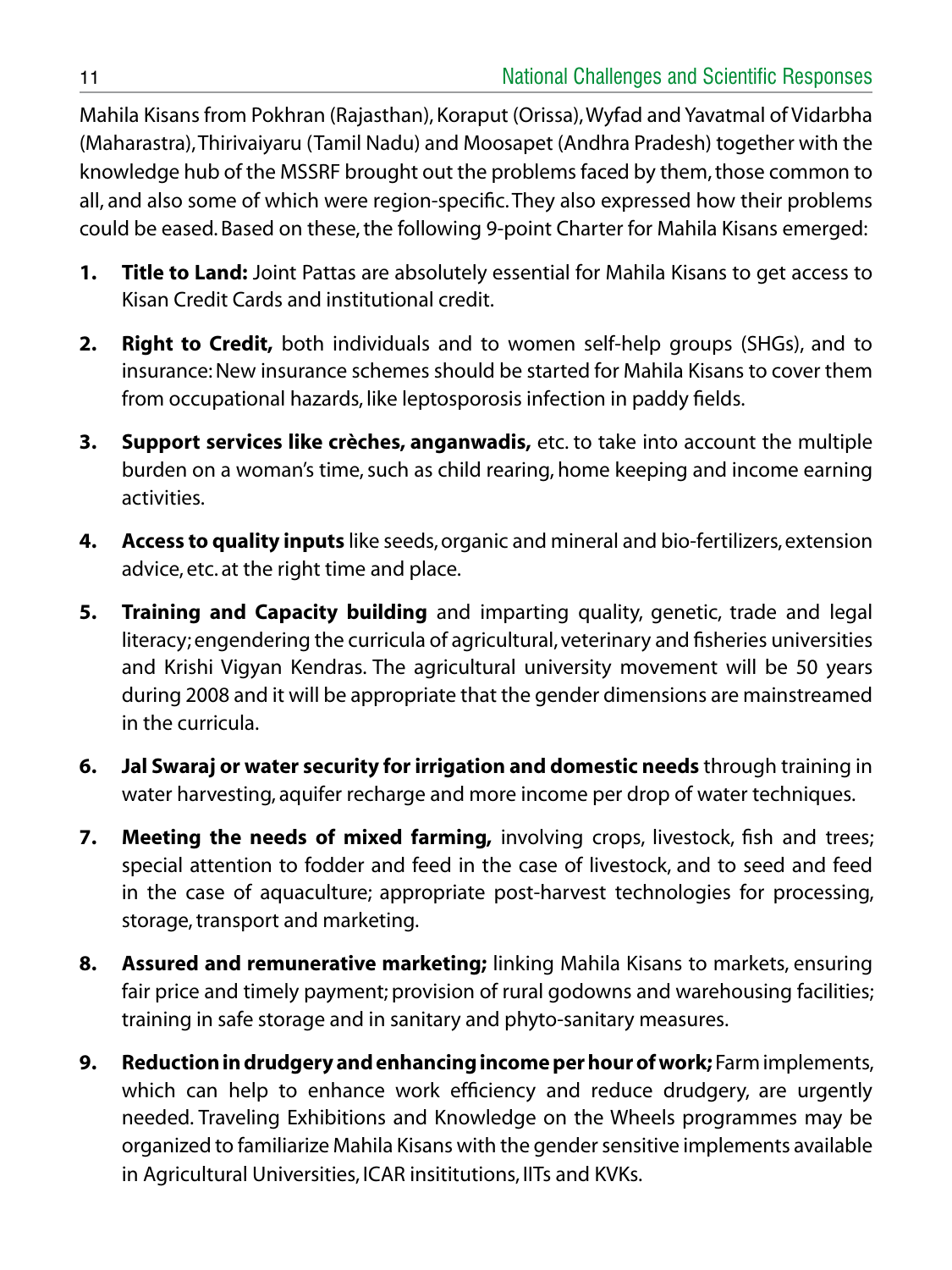Mahila Kisans from Pokhran (Rajasthan), Koraput (Orissa), Wyfad and Yavatmal of Vidarbha (Maharastra), Thirivaiyaru (Tamil Nadu) and Moosapet (Andhra Pradesh) together with the knowledge hub of the MSSRF brought out the problems faced by them, those common to all, and also some of which were region-specific. They also expressed how their problems could be eased. Based on these, the following 9-point Charter for Mahila Kisans emerged:

1. **Title to Land:** Joint Pattas are absolutely essential for Mahila Kisans to get access to Kisan Credit Cards and institutional credit.

2. **Right to Credit,** both individuals and to women self-help groups (SHGs), and to insurance: New insurance schemes should be started for Mahila Kisans to cover them from occupational hazards, like leptosporosis infection in paddy fields.

3. **Support services like crèches, anganwadis,** etc. to take into account the multiple burden on a woman's time, such as child rearing, home keeping and income earning activities.

4. **Access to quality inputs** like seeds, organic and mineral and bio-fertilizers, extension advice, etc. at the right time and place.

5. **Training and Capacity building** and imparting quality, genetic, trade and legal literacy; engendering the curricula of agricultural, veterinary and fisheries universities and Krishi Vigyan Kendras. The agricultural university movement will be 50 years during 2008 and it will be appropriate that the gender dimensions are mainstreamed in the curricula.

6. **Jal Swaraj or water security for irrigation and domestic needs** through training in water harvesting, aquifer recharge and more income per drop of water techniques.

7. **Meeting the needs of mixed farming,** involving crops, livestock, fish and trees; special attention to fodder and feed in the case of livestock, and to seed and feed in the case of aquaculture; appropriate post-harvest technologies for processing, storage, transport and marketing.

8. **Assured and remunerative marketing;** linking Mahila Kisans to markets, ensuring fair price and timely payment; provision of rural godowns and warehousing facilities; training in safe storage and in sanitary and phyto-sanitary measures.

9. **Reduction in drudgery and enhancing income per hour of work;** Farm implements, which can help to enhance work efficiency and reduce drudgery, are urgently needed. Traveling Exhibitions and Knowledge on the Wheels programmes may be organized to familiarize Mahila Kisans with the gender sensitive implements available in Agricultural Universities, ICAR insititutions, IITs and KVKs.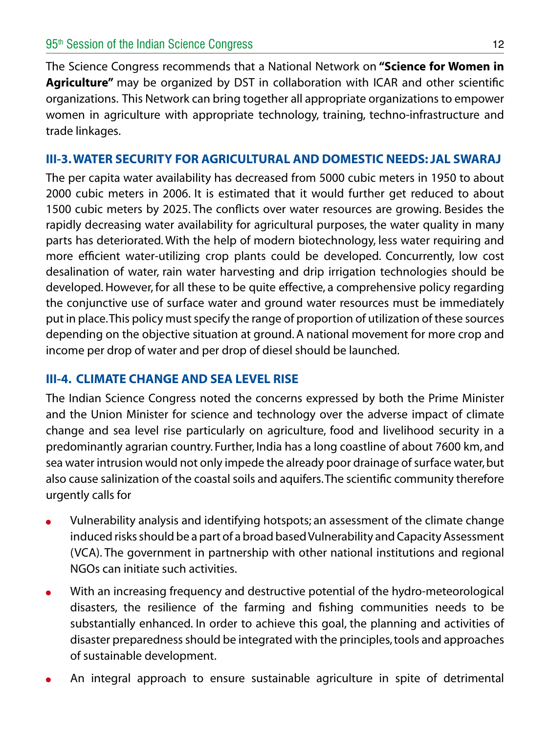The Science Congress recommends that a National Network on **"Science for Women in Agriculture"** may be organized by DST in collaboration with ICAR and other scientific organizations. This Network can bring together all appropriate organizations to empower women in agriculture with appropriate technology, training, techno-infrastructure and trade linkages.

### III-3. WATER SECURITY FOR AGRICULTURAL AND DOMESTIC NEEDS: JAL SWARAJ

The per capita water availability has decreased from 5000 cubic meters in 1950 to about 2000 cubic meters in 2006. It is estimated that it would further get reduced to about 1500 cubic meters by 2025. The conflicts over water resources are growing. Besides the rapidly decreasing water availability for agricultural purposes, the water quality in many parts has deteriorated. With the help of modern biotechnology, less water requiring and more efficient water-utilizing crop plants could be developed. Concurrently, low cost desalination of water, rain water harvesting and drip irrigation technologies should be developed. However, for all these to be quite effective, a comprehensive policy regarding the conjunctive use of surface water and ground water resources must be immediately put in place. This policy must specify the range of proportion of utilization of these sources depending on the objective situation at ground. A national movement for more crop and income per drop of water and per drop of diesel should be launched.

### III-4. CLIMATE CHANGE AND SEA LEVEL RISE

The Indian Science Congress noted the concerns expressed by both the Prime Minister and the Union Minister for science and technology over the adverse impact of climate change and sea level rise particularly on agriculture, food and livelihood security in a predominantly agrarian country. Further, India has a long coastline of about 7600 km, and sea water intrusion would not only impede the already poor drainage of surface water, but also cause salinization of the coastal soils and aquifers. The scientific community therefore urgently calls for

- Vulnerability analysis and identifying hotspots; an assessment of the climate change induced risks should be a part of a broad based Vulnerability and Capacity Assessment (VCA). The government in partnership with other national institutions and regional NGOs can initiate such activities.
- With an increasing frequency and destructive potential of the hydro-meteorological disasters, the resilience of the farming and fishing communities needs to be substantially enhanced. In order to achieve this goal, the planning and activities of disaster preparedness should be integrated with the principles, tools and approaches of sustainable development.
- An integral approach to ensure sustainable agriculture in spite of detrimental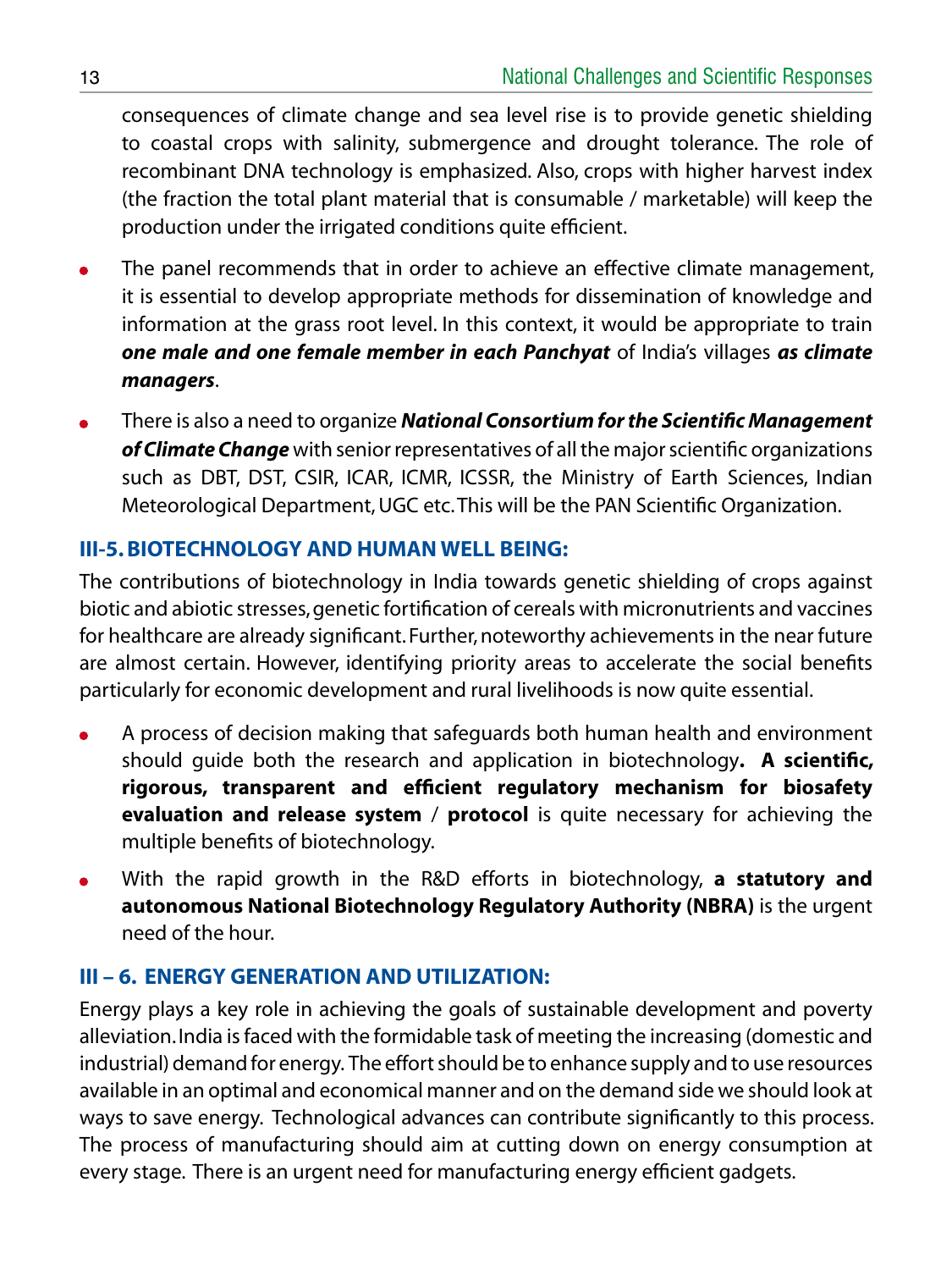consequences of climate change and sea level rise is to provide genetic shielding to coastal crops with salinity, submergence and drought tolerance. The role of recombinant DNA technology is emphasized. Also, crops with higher harvest index (the fraction the total plant material that is consumable / marketable) will keep the production under the irrigated conditions quite efficient.

- The panel recommends that in order to achieve an effective climate management, it is essential to develop appropriate methods for dissemination of knowledge and information at the grass root level. In this context, it would be appropriate to train ***one male and one female member in each Panchyat*** of India's villages ***as climate managers***.
- There is also a need to organize ***National Consortium for the Scientific Management of Climate Change*** with senior representatives of all the major scientific organizations such as DBT, DST, CSIR, ICAR, ICMR, ICSSR, the Ministry of Earth Sciences, Indian Meteorological Department, UGC etc. This will be the PAN Scientific Organization.

### III-5. BIOTECHNOLOGY AND HUMAN WELL BEING:

The contributions of biotechnology in India towards genetic shielding of crops against biotic and abiotic stresses, genetic fortification of cereals with micronutrients and vaccines for healthcare are already significant. Further, noteworthy achievements in the near future are almost certain. However, identifying priority areas to accelerate the social benefits particularly for economic development and rural livelihoods is now quite essential.

- A process of decision making that safeguards both human health and environment should guide both the research and application in biotechnology**. A scientific, rigorous, transparent and efficient regulatory mechanism for biosafety evaluation and release system** / **protocol** is quite necessary for achieving the multiple benefits of biotechnology.
- With the rapid growth in the R&D efforts in biotechnology, **a statutory and autonomous National Biotechnology Regulatory Authority (NBRA)** is the urgent need of the hour.

### III – 6. ENERGY GENERATION AND UTILIZATION:

Energy plays a key role in achieving the goals of sustainable development and poverty alleviation. India is faced with the formidable task of meeting the increasing (domestic and industrial) demand for energy. The effort should be to enhance supply and to use resources available in an optimal and economical manner and on the demand side we should look at ways to save energy. Technological advances can contribute significantly to this process. The process of manufacturing should aim at cutting down on energy consumption at every stage. There is an urgent need for manufacturing energy efficient gadgets.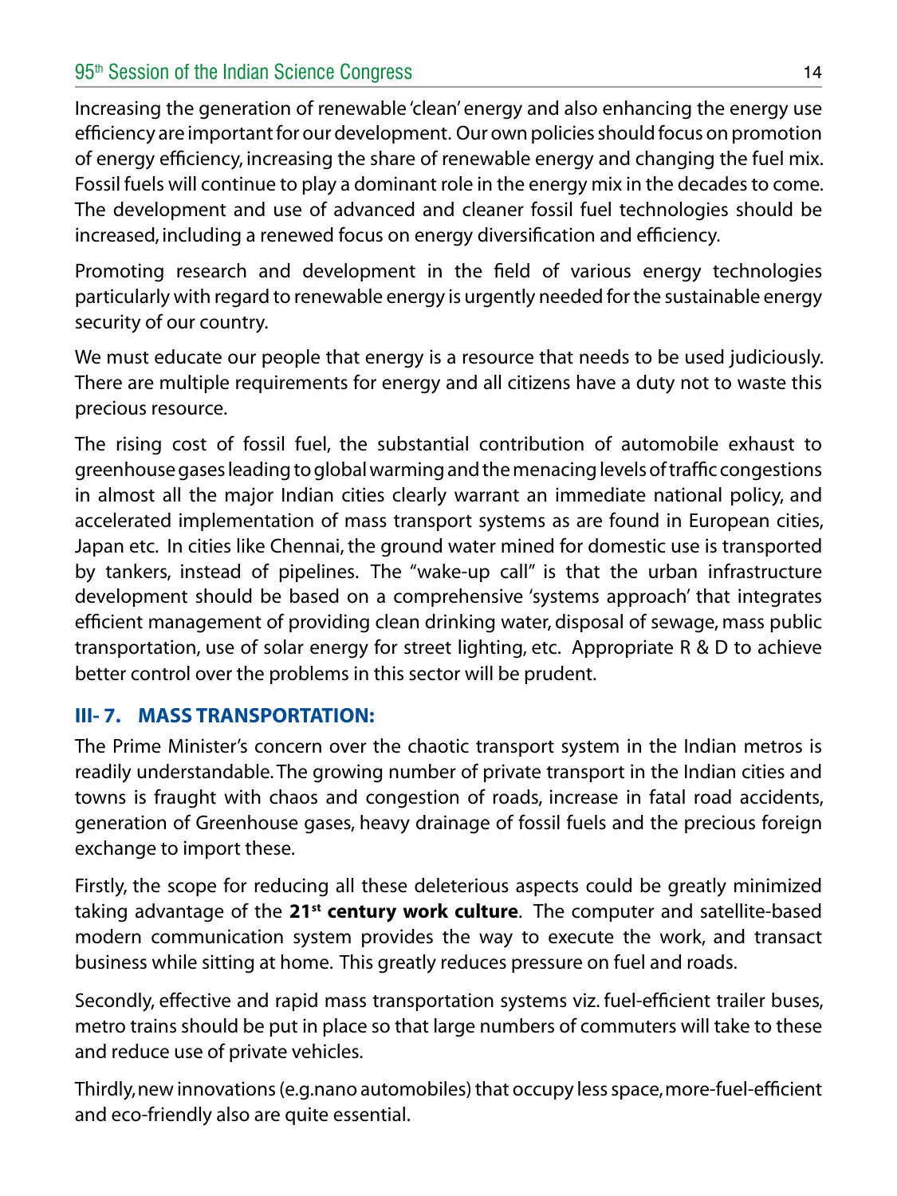Increasing the generation of renewable 'clean' energy and also enhancing the energy use efficiency are important for our development. Our own policies should focus on promotion of energy efficiency, increasing the share of renewable energy and changing the fuel mix. Fossil fuels will continue to play a dominant role in the energy mix in the decades to come. The development and use of advanced and cleaner fossil fuel technologies should be increased, including a renewed focus on energy diversification and efficiency.

Promoting research and development in the field of various energy technologies particularly with regard to renewable energy is urgently needed for the sustainable energy security of our country.

We must educate our people that energy is a resource that needs to be used judiciously. There are multiple requirements for energy and all citizens have a duty not to waste this precious resource.

The rising cost of fossil fuel, the substantial contribution of automobile exhaust to greenhouse gases leading to global warming and the menacing levels of traffic congestions in almost all the major Indian cities clearly warrant an immediate national policy, and accelerated implementation of mass transport systems as are found in European cities, Japan etc. In cities like Chennai, the ground water mined for domestic use is transported by tankers, instead of pipelines. The "wake-up call" is that the urban infrastructure development should be based on a comprehensive 'systems approach' that integrates efficient management of providing clean drinking water, disposal of sewage, mass public transportation, use of solar energy for street lighting, etc. Appropriate R & D to achieve better control over the problems in this sector will be prudent.

## III- 7. MASS TRANSPORTATION:

The Prime Minister's concern over the chaotic transport system in the Indian metros is readily understandable. The growing number of private transport in the Indian cities and towns is fraught with chaos and congestion of roads, increase in fatal road accidents, generation of Greenhouse gases, heavy drainage of fossil fuels and the precious foreign exchange to import these.

Firstly, the scope for reducing all these deleterious aspects could be greatly minimized taking advantage of the **21st century work culture**. The computer and satellite-based modern communication system provides the way to execute the work, and transact business while sitting at home. This greatly reduces pressure on fuel and roads.

Secondly, effective and rapid mass transportation systems viz. fuel-efficient trailer buses, metro trains should be put in place so that large numbers of commuters will take to these and reduce use of private vehicles.

Thirdly, new innovations (e.g.nano automobiles) that occupy less space, more-fuel-efficient and eco-friendly also are quite essential.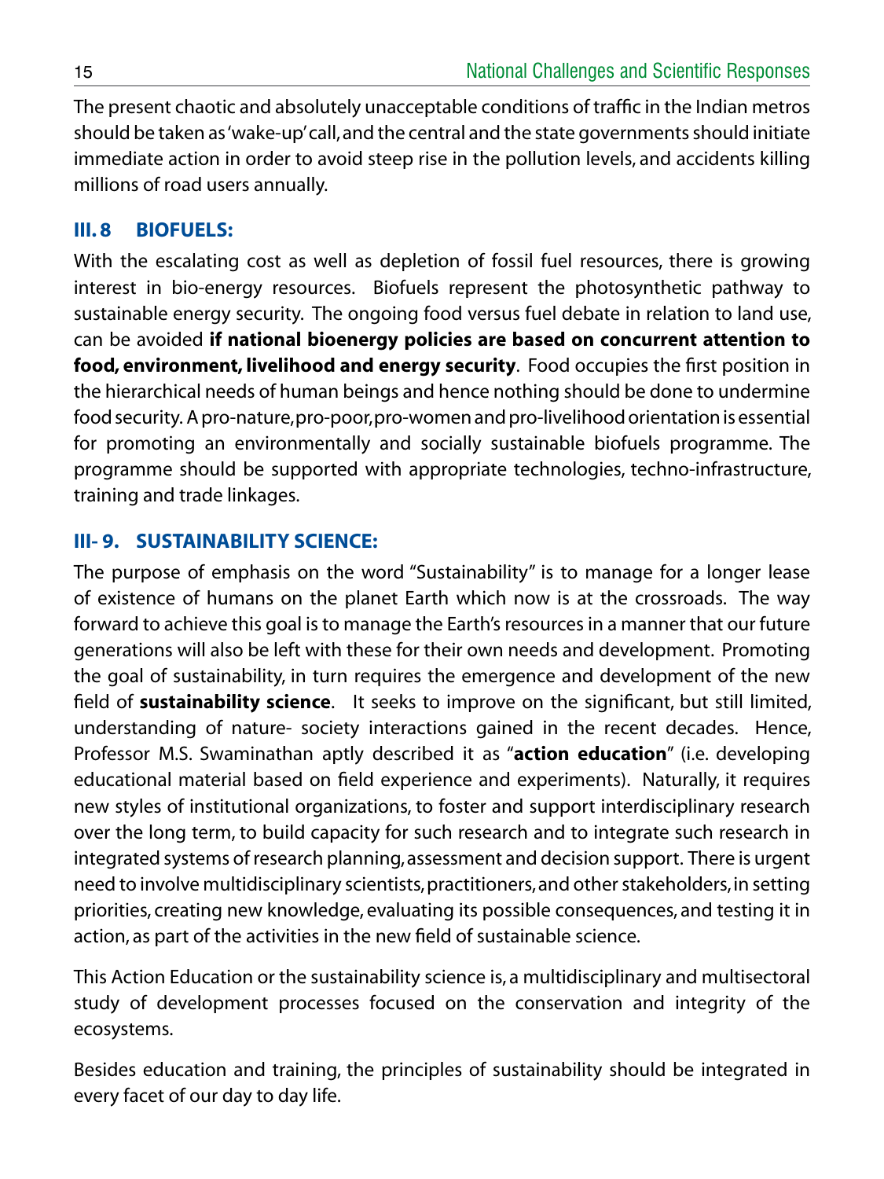The present chaotic and absolutely unacceptable conditions of traffic in the Indian metros should be taken as 'wake-up' call, and the central and the state governments should initiate immediate action in order to avoid steep rise in the pollution levels, and accidents killing millions of road users annually.

### III. 8 BIOFUELS:

With the escalating cost as well as depletion of fossil fuel resources, there is growing interest in bio-energy resources. Biofuels represent the photosynthetic pathway to sustainable energy security. The ongoing food versus fuel debate in relation to land use, can be avoided **if national bioenergy policies are based on concurrent attention to food, environment, livelihood and energy security**. Food occupies the first position in the hierarchical needs of human beings and hence nothing should be done to undermine food security. A pro-nature, pro-poor, pro-women and pro-livelihood orientation is essential for promoting an environmentally and socially sustainable biofuels programme. The programme should be supported with appropriate technologies, techno-infrastructure, training and trade linkages.

### III- 9. SUSTAINABILITY SCIENCE:

The purpose of emphasis on the word "Sustainability" is to manage for a longer lease of existence of humans on the planet Earth which now is at the crossroads. The way forward to achieve this goal is to manage the Earth's resources in a manner that our future generations will also be left with these for their own needs and development. Promoting the goal of sustainability, in turn requires the emergence and development of the new field of **sustainability science**. It seeks to improve on the significant, but still limited, understanding of nature- society interactions gained in the recent decades. Hence, Professor M.S. Swaminathan aptly described it as "**action education**" (i.e. developing educational material based on field experience and experiments). Naturally, it requires new styles of institutional organizations, to foster and support interdisciplinary research over the long term, to build capacity for such research and to integrate such research in integrated systems of research planning, assessment and decision support. There is urgent need to involve multidisciplinary scientists, practitioners, and other stakeholders, in setting priorities, creating new knowledge, evaluating its possible consequences, and testing it in action, as part of the activities in the new field of sustainable science.

This Action Education or the sustainability science is, a multidisciplinary and multisectoral study of development processes focused on the conservation and integrity of the ecosystems.

Besides education and training, the principles of sustainability should be integrated in every facet of our day to day life.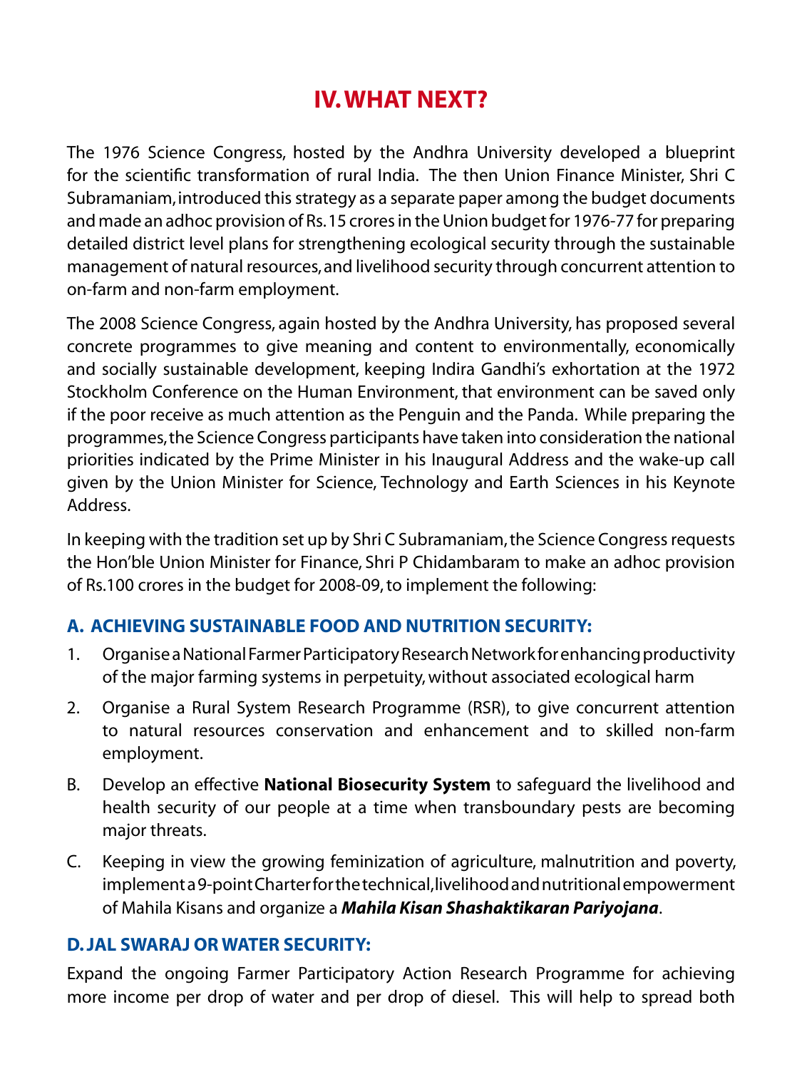# IV. WHAT NEXT?

The 1976 Science Congress, hosted by the Andhra University developed a blueprint for the scientific transformation of rural India. The then Union Finance Minister, Shri C Subramaniam, introduced this strategy as a separate paper among the budget documents and made an adhoc provision of Rs.15 crores in the Union budget for 1976-77 for preparing detailed district level plans for strengthening ecological security through the sustainable management of natural resources, and livelihood security through concurrent attention to on-farm and non-farm employment.

The 2008 Science Congress, again hosted by the Andhra University, has proposed several concrete programmes to give meaning and content to environmentally, economically and socially sustainable development, keeping Indira Gandhi's exhortation at the 1972 Stockholm Conference on the Human Environment, that environment can be saved only if the poor receive as much attention as the Penguin and the Panda. While preparing the programmes, the Science Congress participants have taken into consideration the national priorities indicated by the Prime Minister in his Inaugural Address and the wake-up call given by the Union Minister for Science, Technology and Earth Sciences in his Keynote Address.

In keeping with the tradition set up by Shri C Subramaniam, the Science Congress requests the Hon'ble Union Minister for Finance, Shri P Chidambaram to make an adhoc provision of Rs.100 crores in the budget for 2008-09, to implement the following:

### A. ACHIEVING SUSTAINABLE FOOD AND NUTRITION SECURITY:

1. Organise a National Farmer Participatory Research Network for enhancing productivity of the major farming systems in perpetuity, without associated ecological harm
2. Organise a Rural System Research Programme (RSR), to give concurrent attention to natural resources conservation and enhancement and to skilled non-farm employment.

B. Develop an effective **National Biosecurity System** to safeguard the livelihood and health security of our people at a time when transboundary pests are becoming major threats.

C. Keeping in view the growing feminization of agriculture, malnutrition and poverty, implement a 9-point Charter for the technical, livelihood and nutritional empowerment of Mahila Kisans and organize a ***Mahila Kisan Shashaktikaran Pariyojana***.

### D. JAL SWARAJ OR WATER SECURITY:

Expand the ongoing Farmer Participatory Action Research Programme for achieving more income per drop of water and per drop of diesel. This will help to spread both